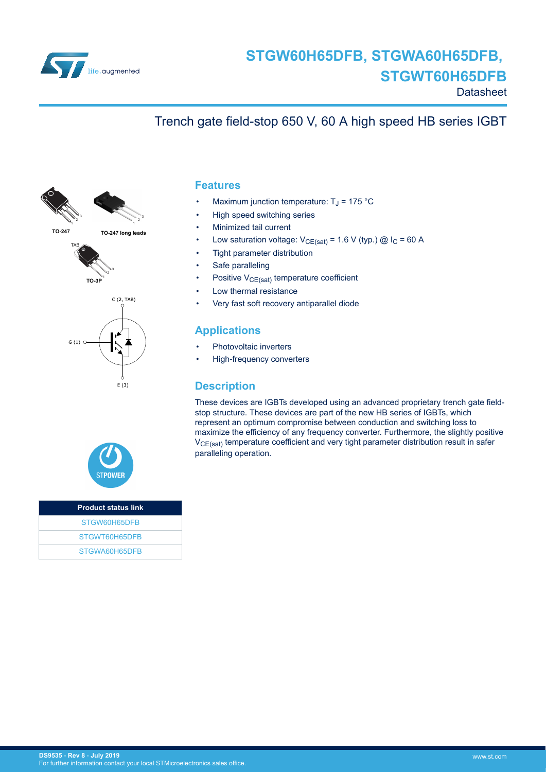# STGW60H65DFB, STGWA60H65DFB, STGWT60H65DFB

Datasheet

## Trench gate field-stop 650 V, 60 A high speed HB series IGBT

TO-247

TO-247 long leads

TO-3P

C (2, TAB)

G (1)

E (3)

### Features

- Maximum junction temperature: $T_J$ = 175 °C
- High speed switching series
- Minimized tail current
- Low saturation voltage: $V_{CE(sat)}$ = 1.6 V (typ.) @ $I_C$ = 60 A
- Tight parameter distribution
- Safe paralleling
- Positive $V_{CE(sat)}$ temperature coefficient
- Low thermal resistance
- Very fast soft recovery antiparallel diode

### Applications

- Photovoltaic inverters
- High-frequency converters

### Description

These devices are IGBTs developed using an advanced proprietary trench gate field-stop structure. These devices are part of the new HB series of IGBTs, which represent an optimum compromise between conduction and switching loss to maximize the efficiency of any frequency converter. Furthermore, the slightly positive $V_{CE(sat)}$ temperature coefficient and very tight parameter distribution result in safer paralleling operation.

| Product status link |
|---|
| STGW60H65DFB |
| STGWT60H65DFB |
| STGWA60H65DFB |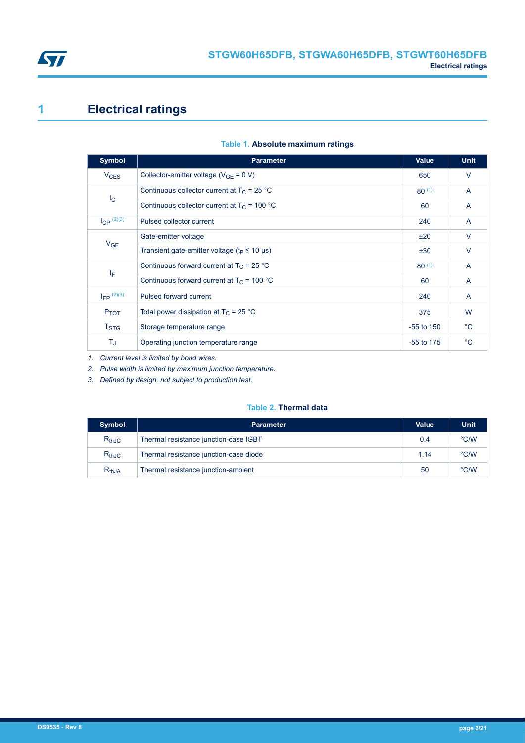# 1 Electrical ratings

**Table 1. Absolute maximum ratings**

| Symbol | Parameter | Value | Unit |
|---|---|---|---|
| $V_{CES}$ | Collector-emitter voltage ($V_{GE}$ = 0 V) | 650 | V |
| $I_C$ | Continuous collector current at $T_C$ = 25 °C | 80 (1) | A |
| | Continuous collector current at $T_C$ = 100 °C | 60 | A |
| $I_{CP}$ (2)(3) | Pulsed collector current | 240 | A |
| $V_{GE}$ | Gate-emitter voltage | ±20 | V |
| | Transient gate-emitter voltage ($t_P$ ≤ 10 µs) | ±30 | V |
| $I_F$ | Continuous forward current at $T_C$ = 25 °C | 80 (1) | A |
| | Continuous forward current at $T_C$ = 100 °C | 60 | A |
| $I_{FP}$ (2)(3) | Pulsed forward current | 240 | A |
| $P_{TOT}$ | Total power dissipation at $T_C$ = 25 °C | 375 | W |
| $T_{STG}$ | Storage temperature range | -55 to 150 | °C |
| $T_J$ | Operating junction temperature range | -55 to 175 | °C |

1. *Current level is limited by bond wires.*
2. *Pulse width is limited by maximum junction temperature.*
3. *Defined by design, not subject to production test.*

**Table 2. Thermal data**

| Symbol | Parameter | Value | Unit |
|---|---|---|---|
| $R_{thJC}$ | Thermal resistance junction-case IGBT | 0.4 | °C/W |
| $R_{thJC}$ | Thermal resistance junction-case diode | 1.14 | °C/W |
| $R_{thJA}$ | Thermal resistance junction-ambient | 50 | °C/W |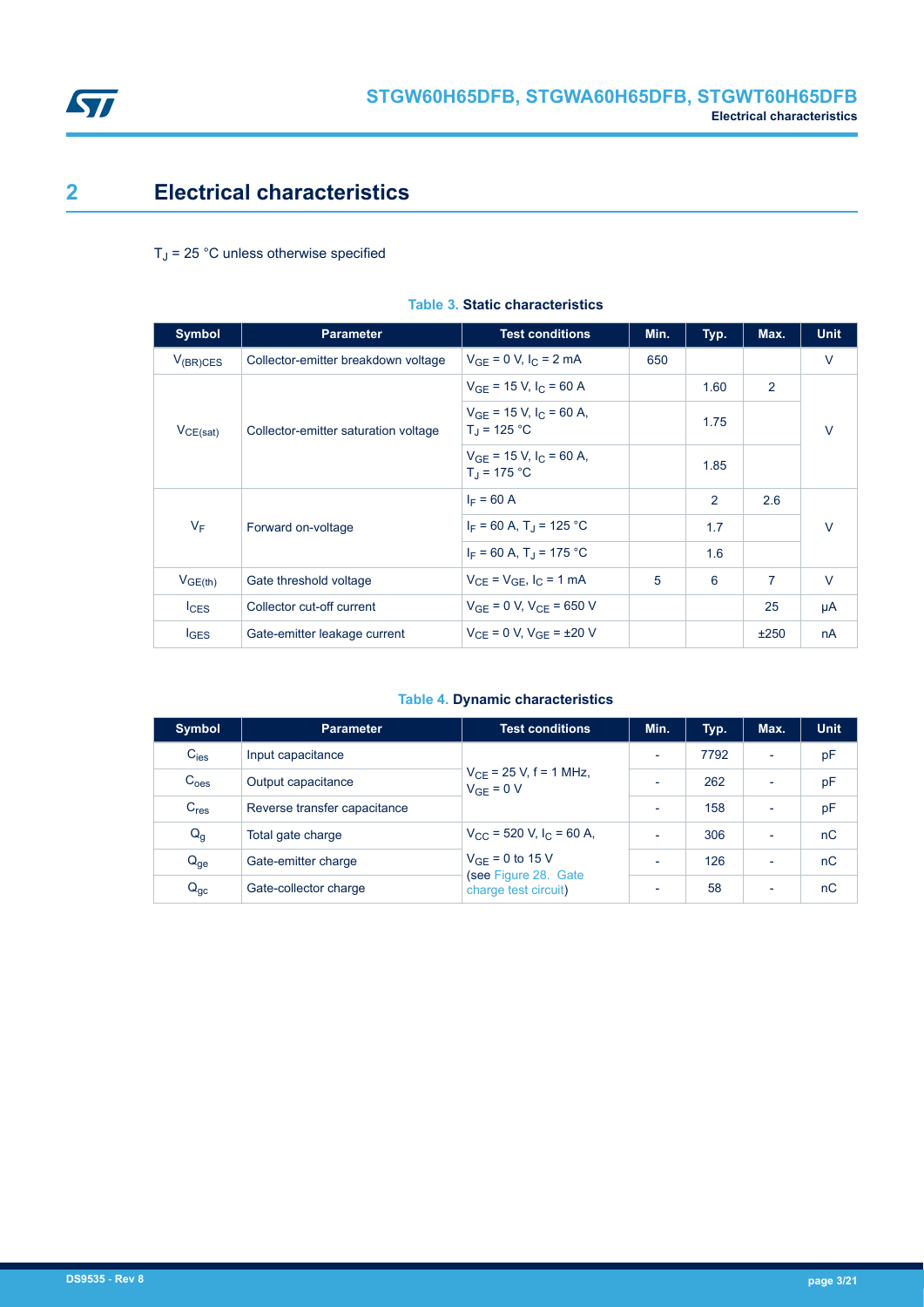# 2 Electrical characteristics

$T_J$ = 25 °C unless otherwise specified

**Table 3. Static characteristics**

| Symbol | Parameter | Test conditions | Min. | Typ. | Max. | Unit |
|---|---|---|---|---|---|---|
| $V_{(BR)CES}$ | Collector-emitter breakdown voltage | $V_{GE}$ = 0 V, $I_C$ = 2 mA | 650 | | | V |
| $V_{CE(sat)}$ | Collector-emitter saturation voltage | $V_{GE}$ = 15 V, $I_C$ = 60 A | | 1.60 | 2 | V |
| | | $V_{GE}$ = 15 V, $I_C$ = 60 A, $T_J$ = 125 °C | | 1.75 | | |
| | | $V_{GE}$ = 15 V, $I_C$ = 60 A, $T_J$ = 175 °C | | 1.85 | | |
| $V_F$ | Forward on-voltage | $I_F$ = 60 A | | 2 | 2.6 | V |
| | | $I_F$ = 60 A, $T_J$ = 125 °C | | 1.7 | | |
| | | $I_F$ = 60 A, $T_J$ = 175 °C | | 1.6 | | |
| $V_{GE(th)}$ | Gate threshold voltage | $V_{CE}$ = $V_{GE}$, $I_C$ = 1 mA | 5 | 6 | 7 | V |
| $I_{CES}$ | Collector cut-off current | $V_{GE}$ = 0 V, $V_{CE}$ = 650 V | | | 25 | µA |
| $I_{GES}$ | Gate-emitter leakage current | $V_{CE}$ = 0 V, $V_{GE}$ = ±20 V | | | ±250 | nA |

**Table 4. Dynamic characteristics**

| Symbol | Parameter | Test conditions | Min. | Typ. | Max. | Unit |
|---|---|---|---|---|---|---|
| $C_{ies}$ | Input capacitance | $V_{CE}$ = 25 V, f = 1 MHz, $V_{GE}$ = 0 V | - | 7792 | - | pF |
| $C_{oes}$ | Output capacitance | | - | 262 | - | pF |
| $C_{res}$ | Reverse transfer capacitance | | - | 158 | - | pF |
| $Q_g$ | Total gate charge | $V_{CC}$ = 520 V, $I_C$ = 60 A, $V_{GE}$ = 0 to 15 V (see Figure 28. Gate charge test circuit) | - | 306 | - | nC |
| $Q_{ge}$ | Gate-emitter charge | | - | 126 | - | nC |
| $Q_{gc}$ | Gate-collector charge | | - | 58 | - | nC |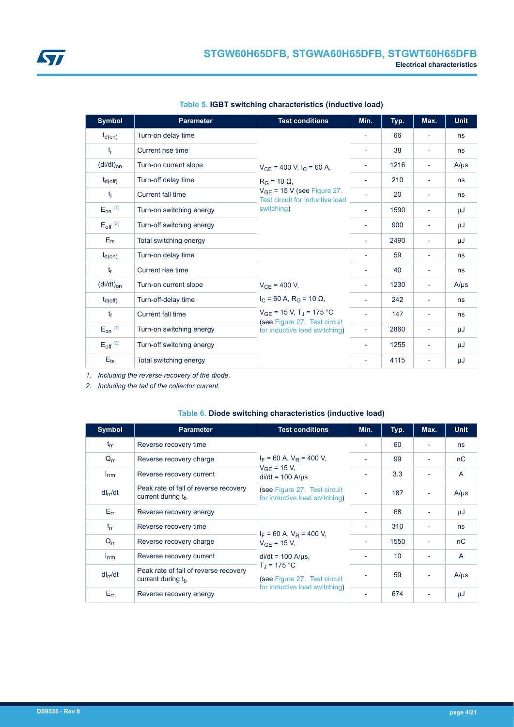**Table 5. IGBT switching characteristics (inductive load)**

| Symbol | Parameter | Test conditions | Min. | Typ. | Max. | Unit |
|---|---|---|---|---|---|---|
| $t_{d(on)}$ | Turn-on delay time | $V_{CE}$ = 400 V, $I_C$ = 60 A, $R_G$ = 10 Ω, $V_{GE}$ = 15 V (see Figure 27. Test circuit for inductive load switching) | - | 66 | - | ns |
| $t_r$ | Current rise time | | - | 38 | - | ns |
| $(di/dt)_{on}$ | Turn-on current slope | | - | 1216 | - | A/µs |
| $t_{d(off)}$ | Turn-off delay time | | - | 210 | - | ns |
| $t_f$ | Current fall time | | - | 20 | - | ns |
| $E_{on}$ (1) | Turn-on switching energy | | - | 1590 | - | µJ |
| $E_{off}$ (2) | Turn-off switching energy | | - | 900 | - | µJ |
| $E_{ts}$ | Total switching energy | | - | 2490 | - | µJ |
| $t_{d(on)}$ | Turn-on delay time | $V_{CE}$ = 400 V, $I_C$ = 60 A, $R_G$ = 10 Ω, $V_{GE}$ = 15 V, $T_J$ = 175 °C (see Figure 27. Test circuit for inductive load switching) | - | 59 | - | ns |
| $t_r$ | Current rise time | | - | 40 | - | ns |
| $(di/dt)_{on}$ | Turn-on current slope | | - | 1230 | - | A/µs |
| $t_{d(off)}$ | Turn-off-delay time | | - | 242 | - | ns |
| $t_f$ | Current fall time | | - | 147 | - | ns |
| $E_{on}$ (1) | Turn-on switching energy | | - | 2860 | - | µJ |
| $E_{off}$ (2) | Turn-off switching energy | | - | 1255 | - | µJ |
| $E_{ts}$ | Total switching energy | | - | 4115 | - | µJ |

1. *Including the reverse recovery of the diode.*
2. *Including the tail of the collector current.*

**Table 6. Diode switching characteristics (inductive load)**

| Symbol | Parameter | Test conditions | Min. | Typ. | Max. | Unit |
|---|---|---|---|---|---|---|
| $t_{rr}$ | Reverse recovery time | $I_F$ = 60 A, $V_R$ = 400 V, $V_{GE}$ = 15 V, di/dt = 100 A/µs (see Figure 27. Test circuit for inductive load switching) | - | 60 | - | ns |
| $Q_{rr}$ | Reverse recovery charge | | - | 99 | - | nC |
| $I_{rrm}$ | Reverse recovery current | | - | 3.3 | - | A |
| $dI_{rr}/dt$ | Peak rate of fall of reverse recovery current during $t_b$ | | - | 187 | - | A/µs |
| $E_{rr}$ | Reverse recovery energy | | - | 68 | - | µJ |
| $t_{rr}$ | Reverse recovery time | $I_F$ = 60 A, $V_R$ = 400 V, $V_{GE}$ = 15 V, di/dt = 100 A/µs, $T_J$ = 175 °C (see Figure 27. Test circuit for inductive load switching) | - | 310 | - | ns |
| $Q_{rr}$ | Reverse recovery charge | | - | 1550 | - | nC |
| $I_{rrm}$ | Reverse recovery current | | - | 10 | - | A |
| $dI_{rr}/dt$ | Peak rate of fall of reverse recovery current during $t_b$ | | - | 59 | - | A/µs |
| $E_{rr}$ | Reverse recovery energy | | - | 674 | - | µJ |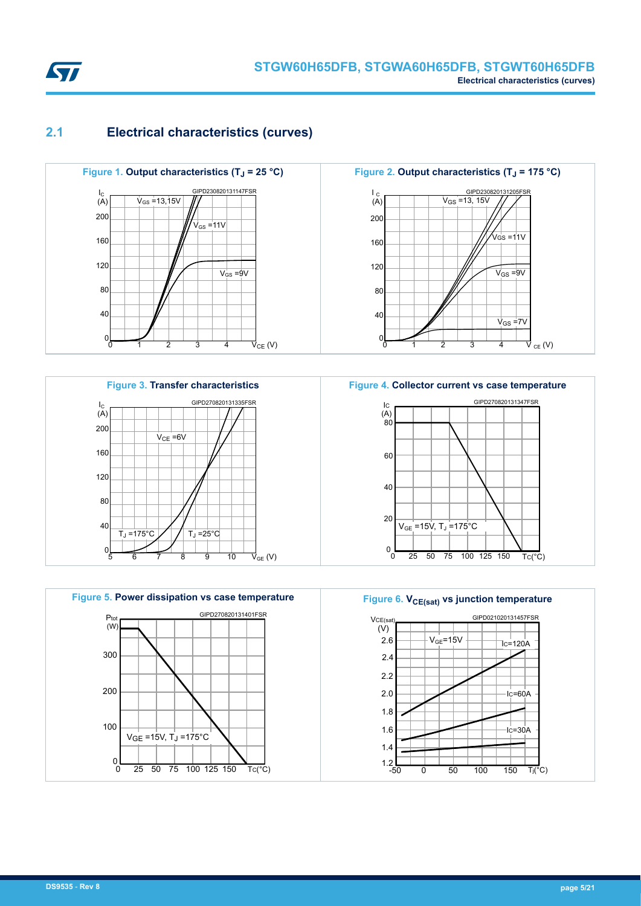## 2.1 Electrical characteristics (curves)

**Figure 1. Output characteristics ($T_J$ = 25 °C)**

GIPD230820131147FSR

$I_C$ (A)

200
160
120
80
40
0

0 1 2 3 4 $V_{CE}$ (V)

$V_{GS}$ =13,15V
$V_{GS}$ =11V
$V_{GS}$ =9V

**Figure 2. Output characteristics ($T_J$ = 175 °C)**

GIPD230820131205FSR

$I_C$ (A)

200
160
120
80
40
0

0 1 2 3 4 $V_{CE}$ (V)

$V_{GS}$ =13, 15V
$V_{GS}$ =11V
$V_{GS}$ =9V
$V_{GS}$ =7V

**Figure 3. Transfer characteristics**

GIPD270820131335FSR

$I_C$ (A)

200
160
120
80
40
0

5 6 7 8 9 10 $V_{GE}$ (V)

$V_{CE}$ =6V
$T_J$ =175°C
$T_J$ =25°C

**Figure 4. Collector current vs case temperature**

GIPD270820131347FSR

$I_C$ (A)

80
60
40
20
0

0 25 50 75 100 125 150 $T_C$(°C)

$V_{GE}$ =15V, $T_J$ =175°C

**Figure 5. Power dissipation vs case temperature**

GIPD270820131401FSR

$P_{tot}$ (W)

300
200
100
0

0 25 50 75 100 125 150 $T_C$(°C)

$V_{GE}$ =15V, $T_J$ =175°C

**Figure 6. $V_{CE(sat)}$ vs junction temperature**

GIPD021020131457FSR

$V_{CE(sat)}$ (V)

2.6
2.4
2.2
2.0
1.8
1.6
1.4
1.2

-50 0 50 100 150 $T_J$(°C)

$V_{GE}$=15V
$I_C$=120A
$I_C$=60A
$I_C$=30A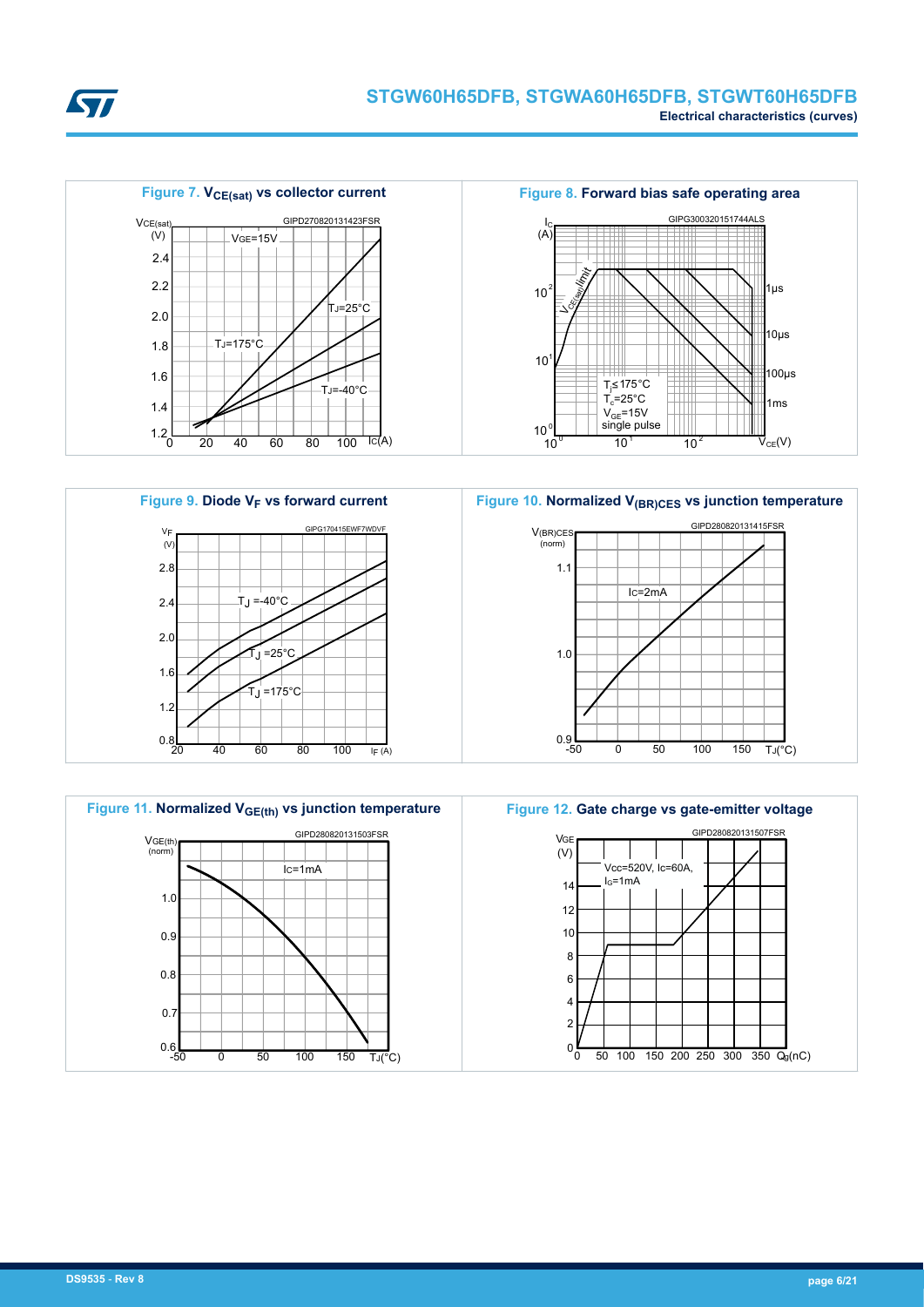Figure 7. $V_{CE(sat)}$ vs collector current

Figure 8. Forward bias safe operating area

Figure 9. Diode $V_F$ vs forward current

Figure 10. Normalized $V_{(BR)CES}$ vs junction temperature

Figure 11. Normalized $V_{GE(th)}$ vs junction temperature

Figure 12. Gate charge vs gate-emitter voltage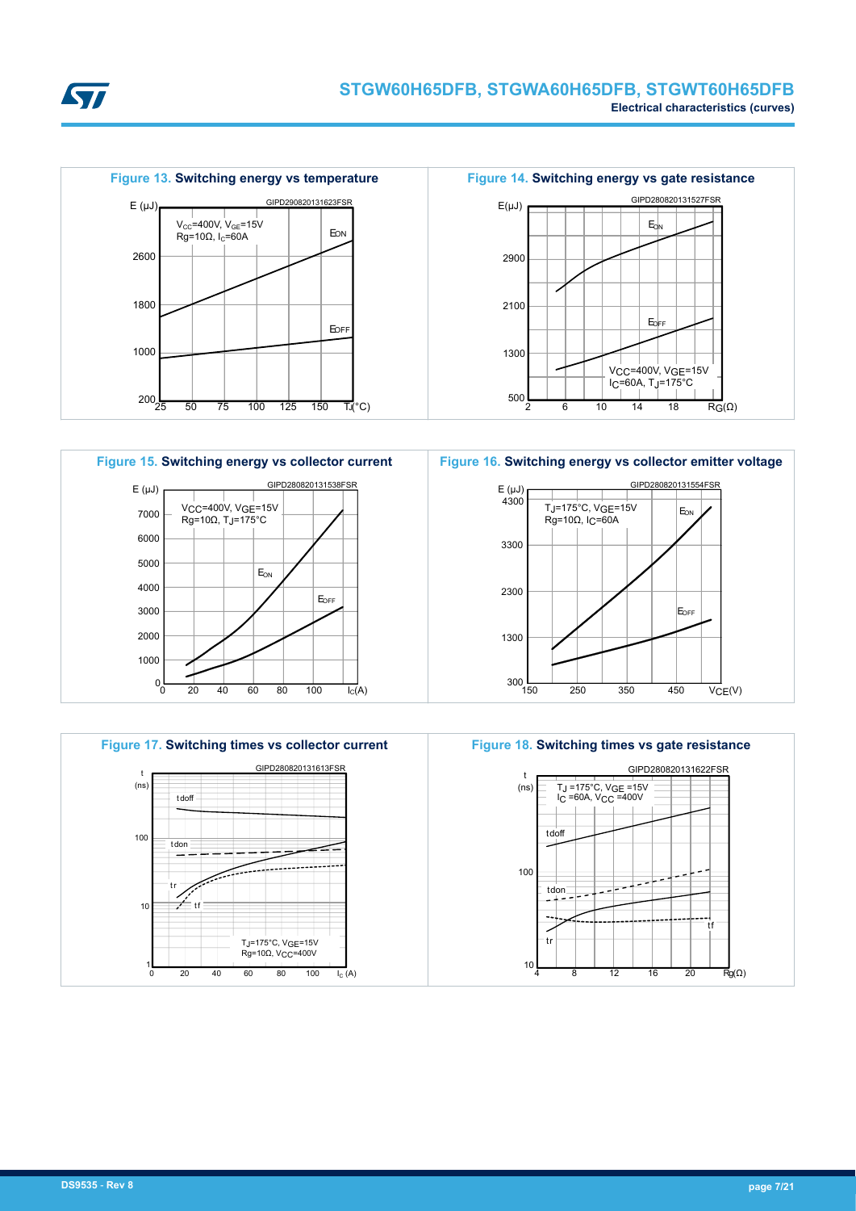**Figure 13. Switching energy vs temperature**

GIPD290820131623FSR

E (μJ)

$V_{CC}$=400V, $V_{GE}$=15V
Rg=10Ω, $I_C$=60A

$E_{ON}$

$E_{OFF}$

2600
1800
1000
200

25 50 75 100 125 150 $T_J$(°C)

**Figure 14. Switching energy vs gate resistance**

GIPD280820131527FSR

E(μJ)

$E_{ON}$

$E_{OFF}$

$V_{CC}$=400V, $V_{GE}$=15V
$I_C$=60A, $T_J$=175°C

2900
2100
1300
500

2 6 10 14 18 $R_G$(Ω)

**Figure 15. Switching energy vs collector current**

GIPD280820131538FSR

E (μJ)

$V_{CC}$=400V, $V_{GE}$=15V
Rg=10Ω, $T_J$=175°C

$E_{ON}$

$E_{OFF}$

7000
6000
5000
4000
3000
2000
1000
0

0 20 40 60 80 100 $I_C$(A)

**Figure 16. Switching energy vs collector emitter voltage**

GIPD280820131554FSR

E (μJ)

$T_J$=175°C, $V_{GE}$=15V
Rg=10Ω, $I_C$=60A

$E_{ON}$

$E_{OFF}$

4300
3300
2300
1300
300

150 250 350 450 $V_{CE}$(V)

**Figure 17. Switching times vs collector current**

GIPD280820131613FSR

t
(ns)

tdoff

tdon

tr

tf

$T_J$=175°C, $V_{GE}$=15V
Rg=10Ω, $V_{CC}$=400V

100
10
1

0 20 40 60 80 100 $I_C$ (A)

**Figure 18. Switching times vs gate resistance**

GIPD280820131622FSR

t
(ns)

$T_J$ =175°C, $V_{GE}$ =15V
$I_C$ =60A, $V_{CC}$ =400V

tdoff

tdon

tf

tr

100
10

4 8 12 16 20 $R_G$(Ω)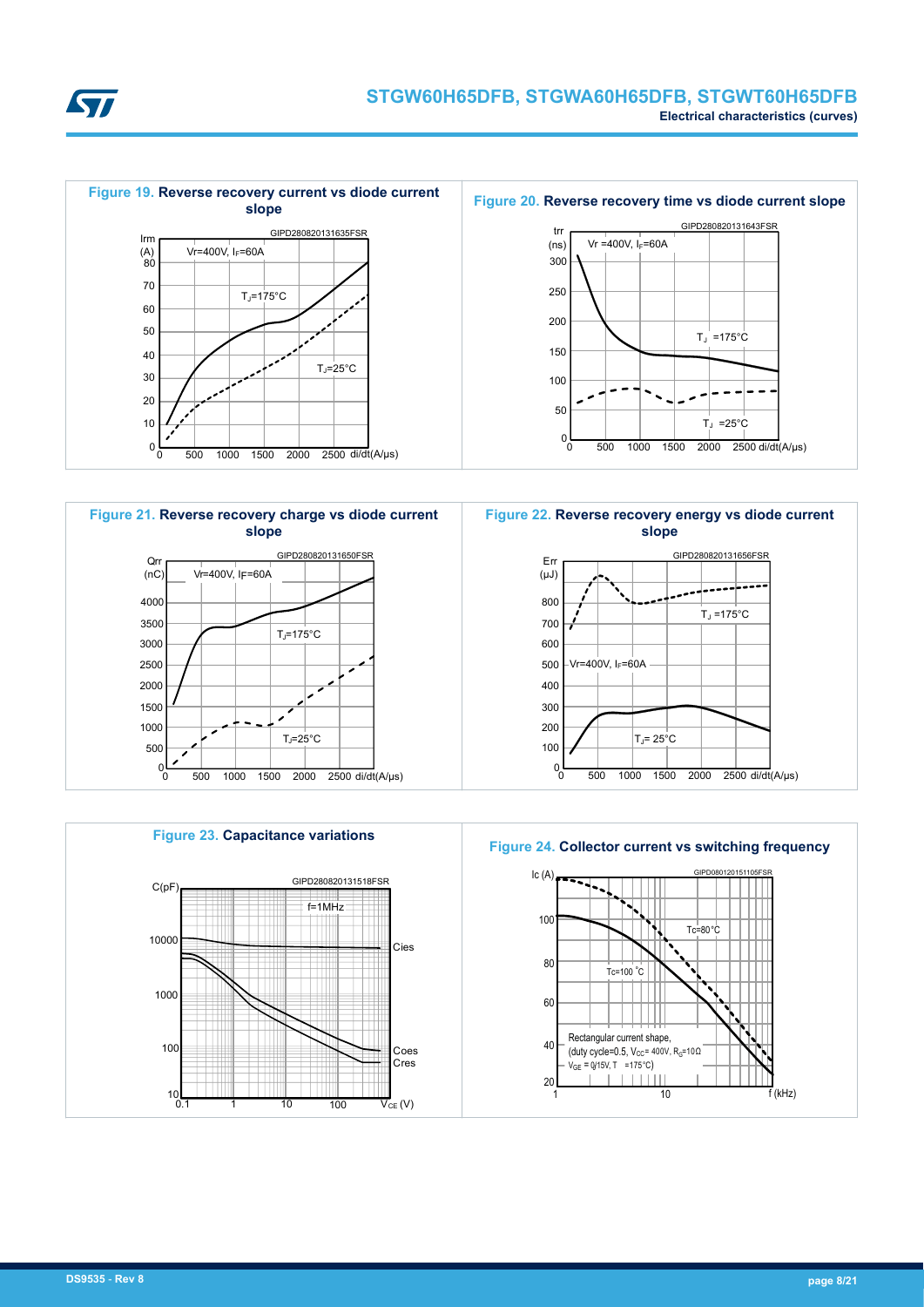**Figure 19. Reverse recovery current vs diode current slope**

GIPD280820131635FSR

Irm (A)

$V_r$=400V, $I_F$=60A

$T_J$=175°C

$T_J$=25°C

di/dt(A/µs)

**Figure 20. Reverse recovery time vs diode current slope**

GIPD280820131643FSR

trr (ns)

$V_r$ =400V, $I_F$=60A

$T_J$ =175°C

$T_J$ =25°C

di/dt(A/µs)

**Figure 21. Reverse recovery charge vs diode current slope**

GIPD280820131650FSR

Qrr (nC)

$V_r$=400V, $I_F$=60A

$T_J$=175°C

$T_J$=25°C

di/dt(A/µs)

**Figure 22. Reverse recovery energy vs diode current slope**

GIPD280820131656FSR

Err (µJ)

$T_J$ =175°C

$V_r$=400V, $I_F$=60A

$T_J$= 25°C

di/dt(A/µs)

**Figure 23. Capacitance variations**

GIPD280820131518FSR

C(pF)

f=1MHz

Cies

Coes

Cres

$V_{CE}$ (V)

**Figure 24. Collector current vs switching frequency**

GIPD080120151105FSR

Ic (A)

Tc=80°C

Tc=100 °C

Rectangular current shape, (duty cycle=0.5, $V_{CC}$= 400V, $R_G$=10Ω $V_{GE}$ = 0/15V, T = 175°C)

f (kHz)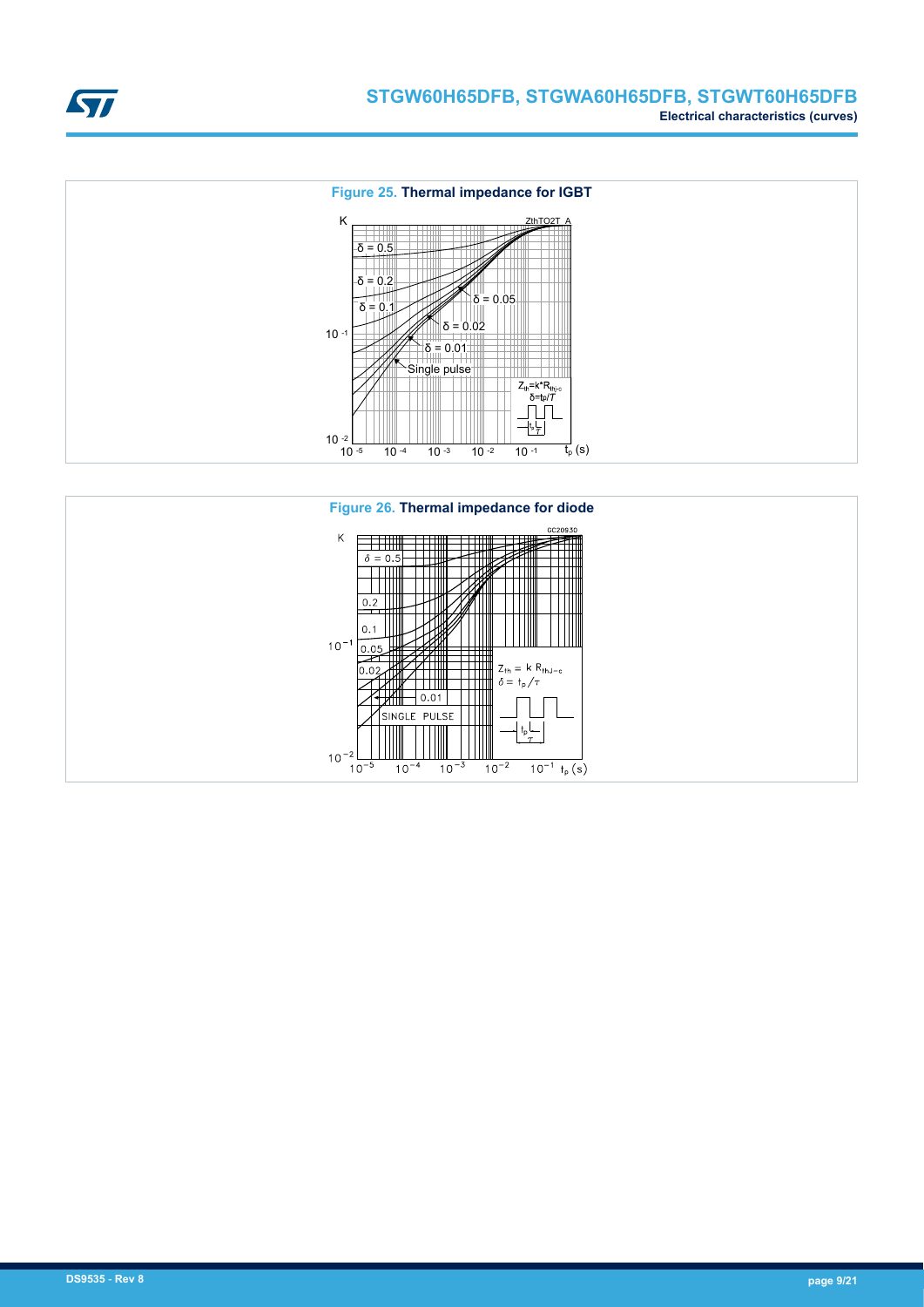**Figure 25. Thermal impedance for IGBT**

K

ZthTO2T_A

δ = 0.5

δ = 0.2

δ = 0.1

δ = 0.05

δ = 0.02

δ = 0.01

Single pulse

$10^{-1}$

$10^{-2}$

$Z_{th}=k*R_{thj-c}$

$\delta=t_p/T$

$t_p$

$T$

$10^{-5}$ $10^{-4}$ $10^{-3}$ $10^{-2}$ $10^{-1}$ $t_p$ (s)

**Figure 26. Thermal impedance for diode**

K

GC20930

$\delta$ = 0.5

0.2

0.1

0.05

0.02

0.01

SINGLE PULSE

$10^{-1}$

$10^{-2}$

$Z_{th} = k\ R_{thJ-c}$

$\delta = t_p/\tau$

$t_p$

$\tau$

$10^{-5}$ $10^{-4}$ $10^{-3}$ $10^{-2}$ $10^{-1}$ $t_p$ (s)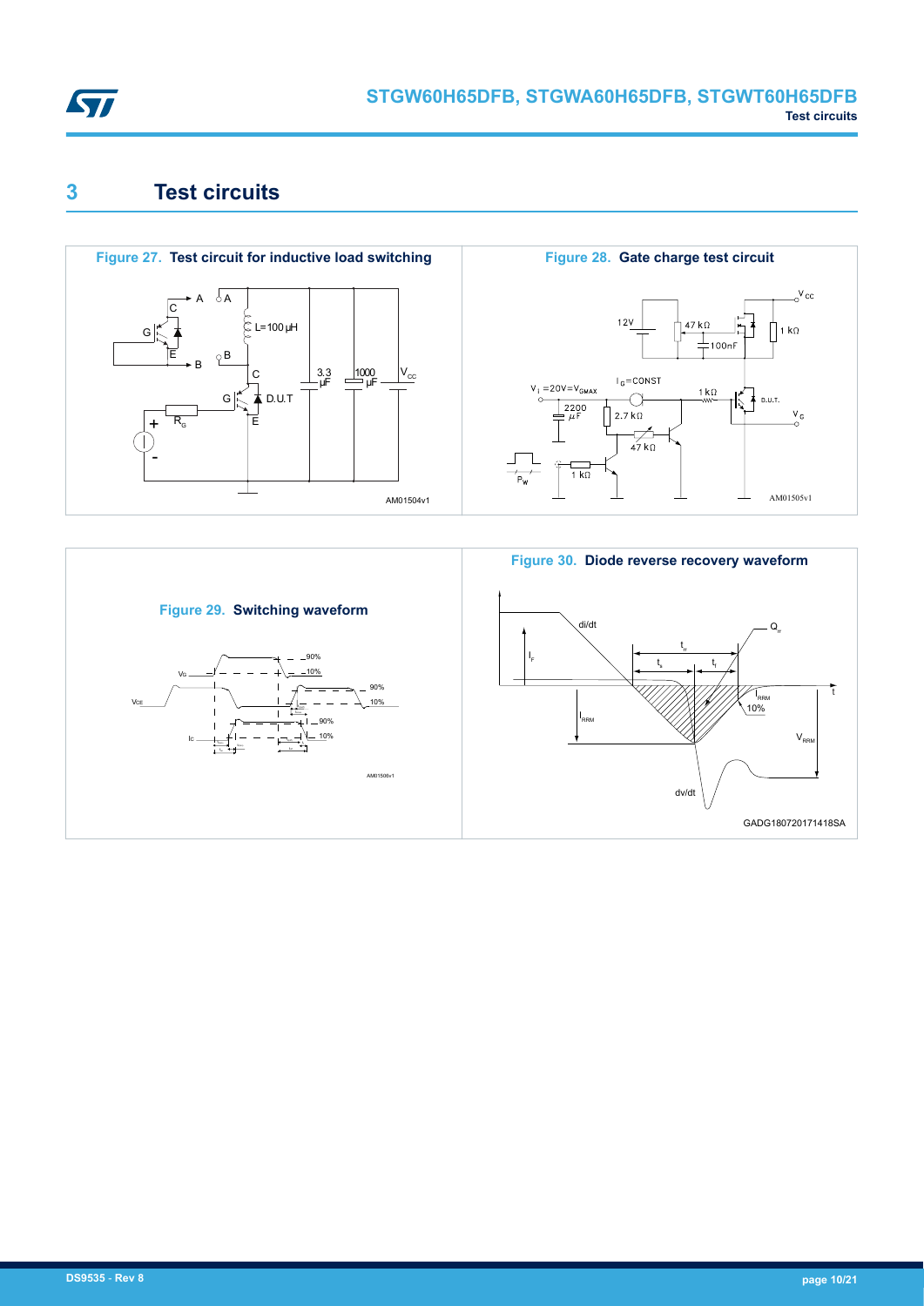# 3 Test circuits

**Figure 27. Test circuit for inductive load switching**

A
C
G
E
B
L=100 µH
3.3 µF
1000 µF
$V_{CC}$
D.U.T
$R_G$
+
-
AM01504v1

**Figure 28. Gate charge test circuit**

$V_{CC}$
12V
47 kΩ
100nF
1 kΩ
$I_G$=CONST
$V_I$ =20V=$V_{GMAX}$
2200 µF
2.7 kΩ
47 kΩ
1 kΩ
D.U.T.
$V_G$
$P_W$
1 kΩ
AM01505v1

**Figure 29. Switching waveform**

$V_G$
$V_{CE}$
$I_C$
90%
10%
90%
10%
90%
10%
AM01506v1

**Figure 30. Diode reverse recovery waveform**

di/dt
$I_F$
$t_{rr}$
$t_s$
$t_f$
$Q_{rr}$
t
$I_{RRM}$
$I_{RRM}$
10%
$V_{RRM}$
dv/dt
GADG180720171418SA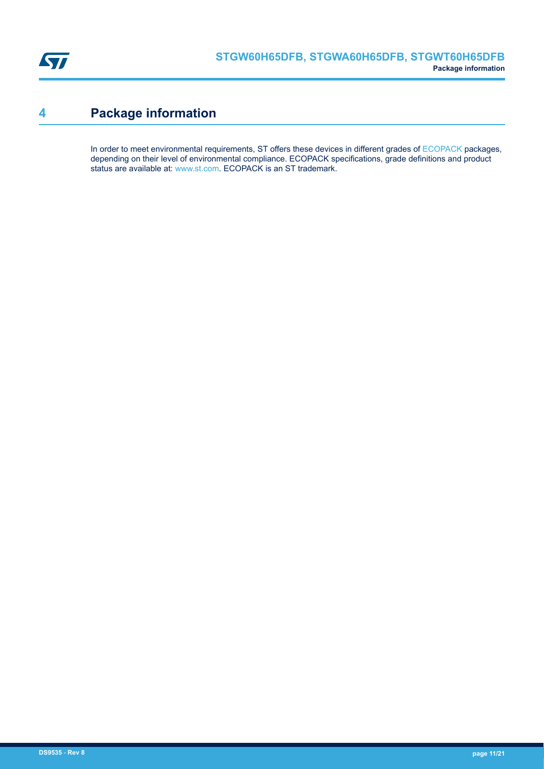# 4 Package information

In order to meet environmental requirements, ST offers these devices in different grades of ECOPACK packages, depending on their level of environmental compliance. ECOPACK specifications, grade definitions and product status are available at: www.st.com. ECOPACK is an ST trademark.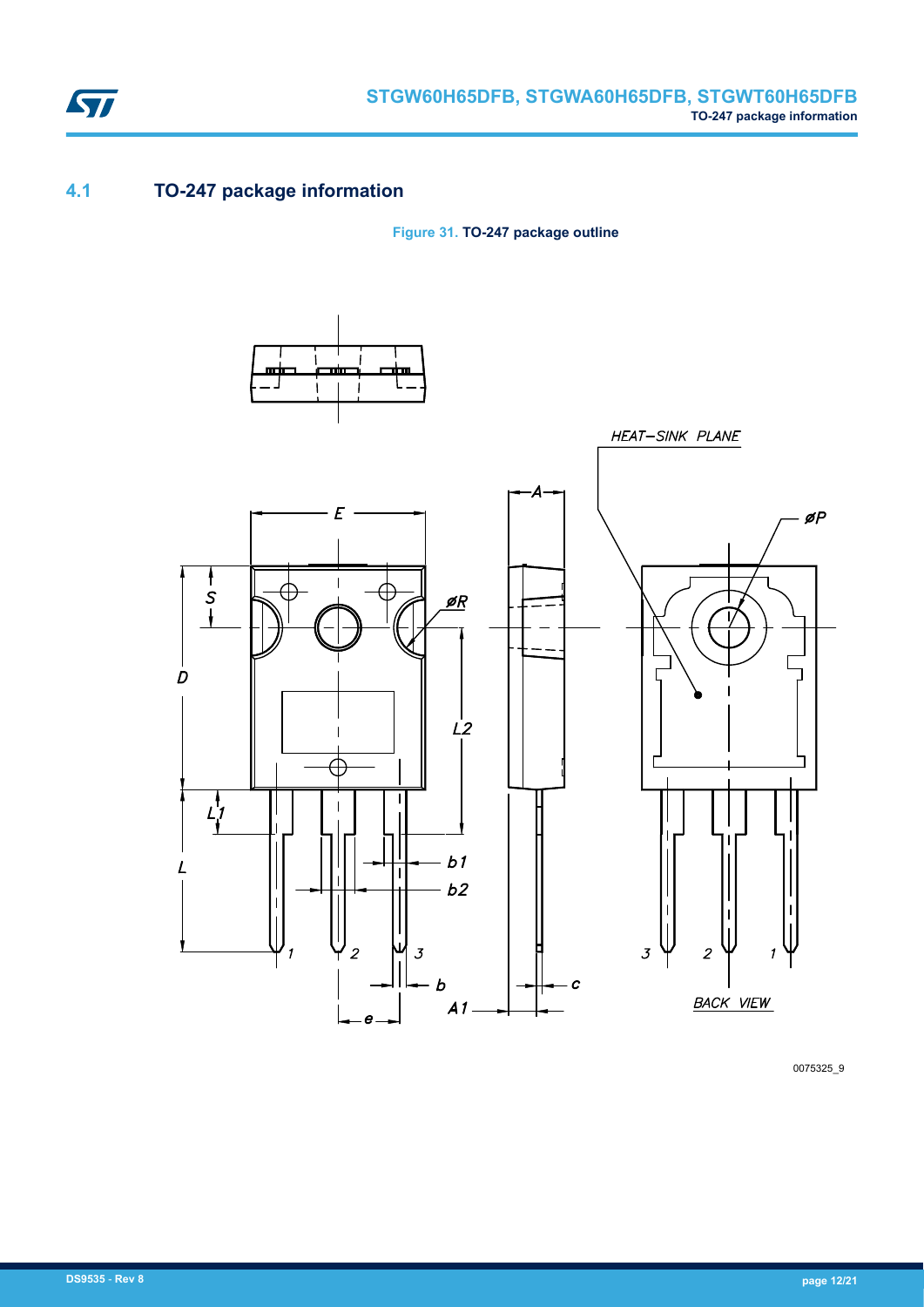## 4.1 TO-247 package information

**Figure 31. TO-247 package outline**

HEAT–SINK PLANE

E

A

øP

S

øR

D

L2

L1

L

b1

b2

1 2 3

b

c

A1

e

3 2 1

BACK VIEW

0075325_9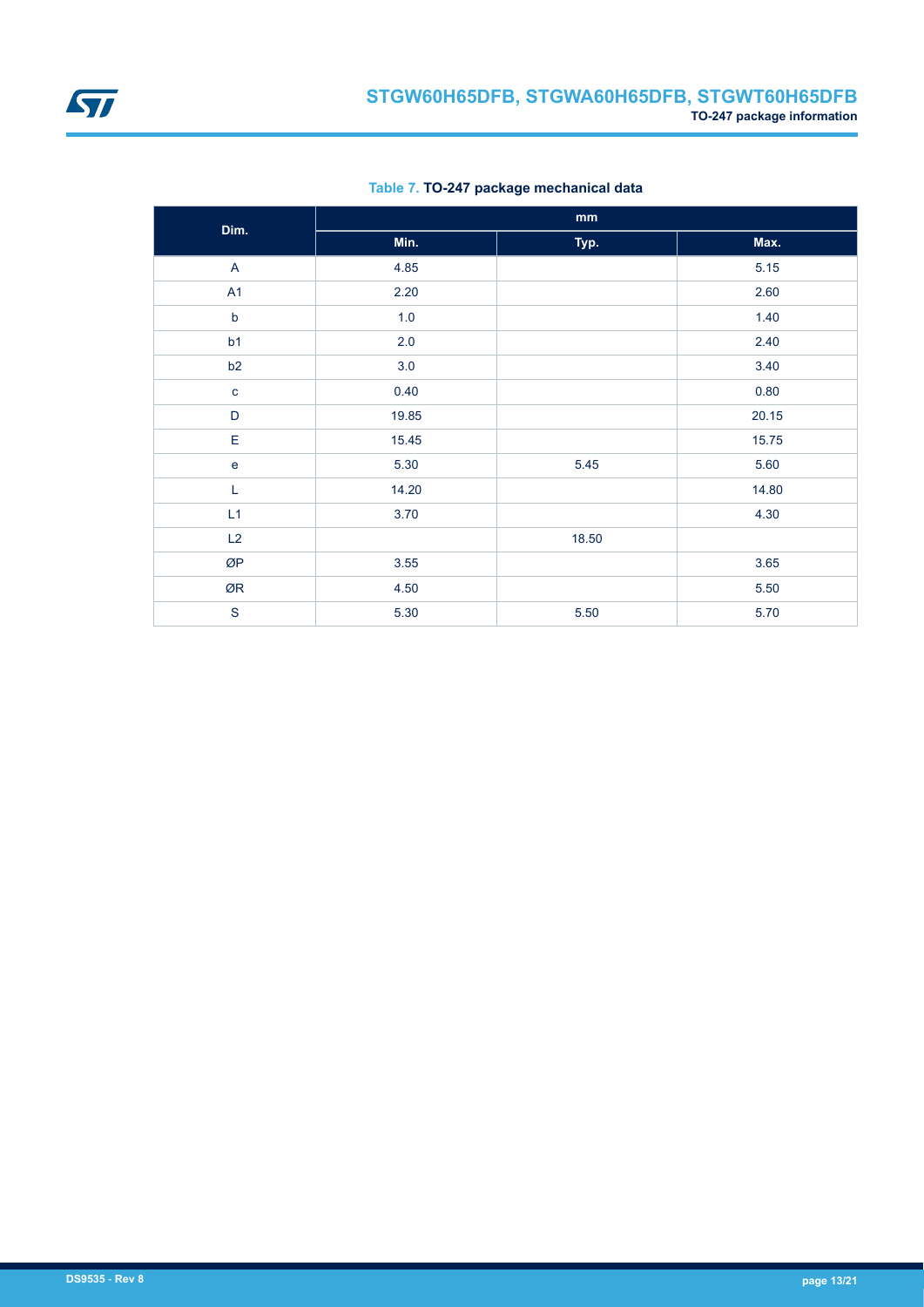Table 7. **TO-247 package mechanical data**

| Dim. | mm | | |
|---|---|---|---|
| | Min. | Typ. | Max. |
| A | 4.85 | | 5.15 |
| A1 | 2.20 | | 2.60 |
| b | 1.0 | | 1.40 |
| b1 | 2.0 | | 2.40 |
| b2 | 3.0 | | 3.40 |
| c | 0.40 | | 0.80 |
| D | 19.85 | | 20.15 |
| E | 15.45 | | 15.75 |
| e | 5.30 | 5.45 | 5.60 |
| L | 14.20 | | 14.80 |
| L1 | 3.70 | | 4.30 |
| L2 | | 18.50 | |
| ØP | 3.55 | | 3.65 |
| ØR | 4.50 | | 5.50 |
| S | 5.30 | 5.50 | 5.70 |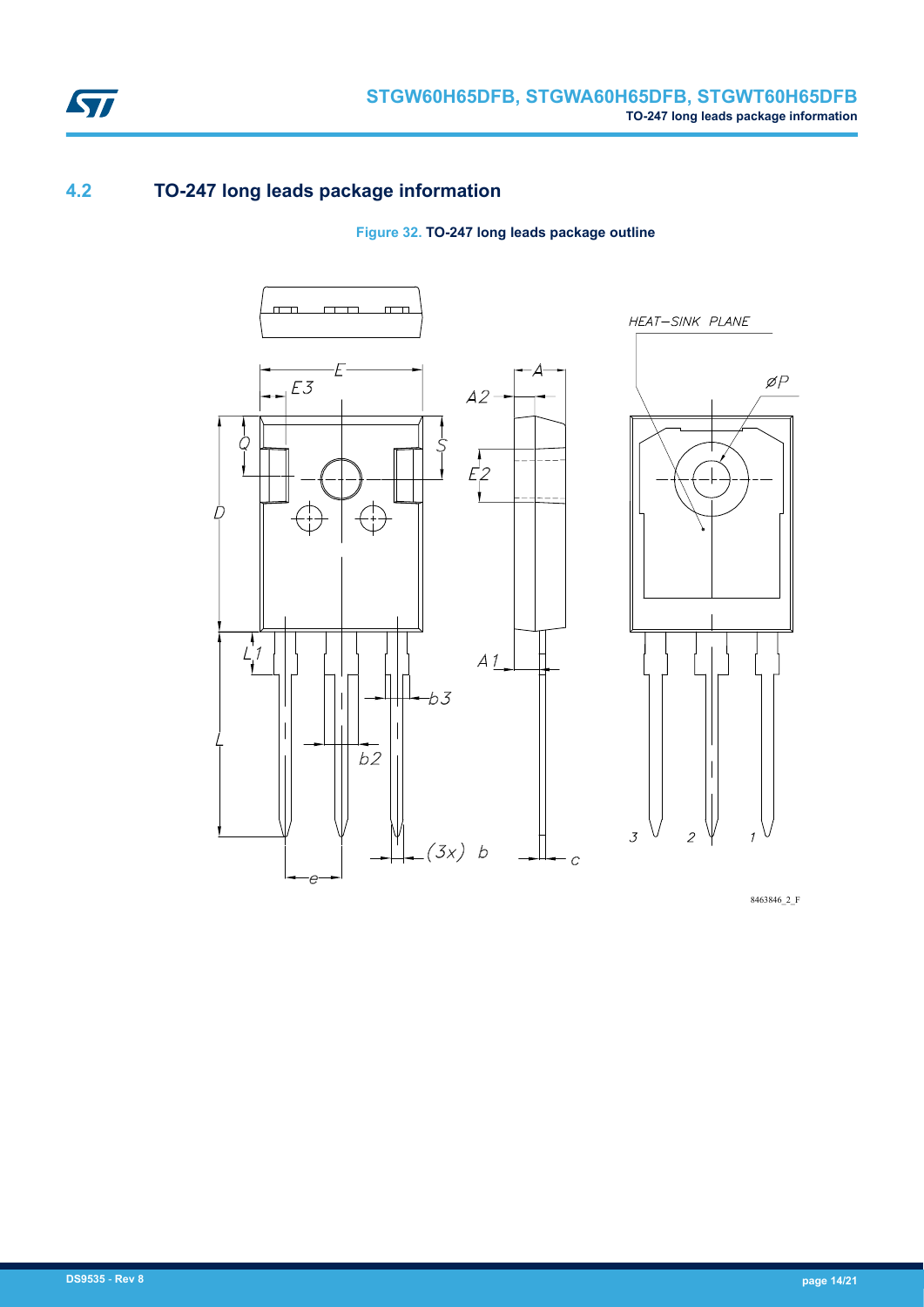## 4.2 TO-247 long leads package information

**Figure 32.** TO-247 long leads package outline

HEAT-SINK PLANE

E

E3

A

A2

ØP

Q

S

E2

D

L1

A1

b3

L

b2

(3x) b

c

e

3 2 1

8463846_2_F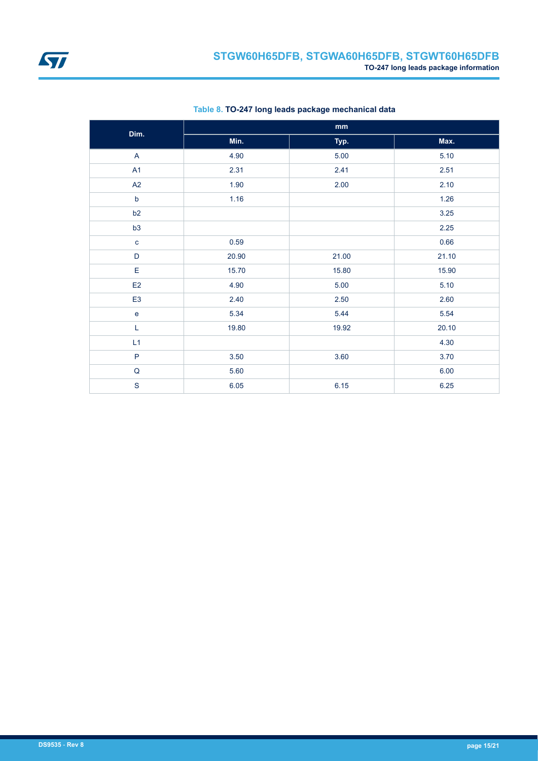Table 8. **TO-247 long leads package mechanical data**

| Dim. | mm | | |
|---|---|---|---|
| | Min. | Typ. | Max. |
| A | 4.90 | 5.00 | 5.10 |
| A1 | 2.31 | 2.41 | 2.51 |
| A2 | 1.90 | 2.00 | 2.10 |
| b | 1.16 | | 1.26 |
| b2 | | | 3.25 |
| b3 | | | 2.25 |
| c | 0.59 | | 0.66 |
| D | 20.90 | 21.00 | 21.10 |
| E | 15.70 | 15.80 | 15.90 |
| E2 | 4.90 | 5.00 | 5.10 |
| E3 | 2.40 | 2.50 | 2.60 |
| e | 5.34 | 5.44 | 5.54 |
| L | 19.80 | 19.92 | 20.10 |
| L1 | | | 4.30 |
| P | 3.50 | 3.60 | 3.70 |
| Q | 5.60 | | 6.00 |
| S | 6.05 | 6.15 | 6.25 |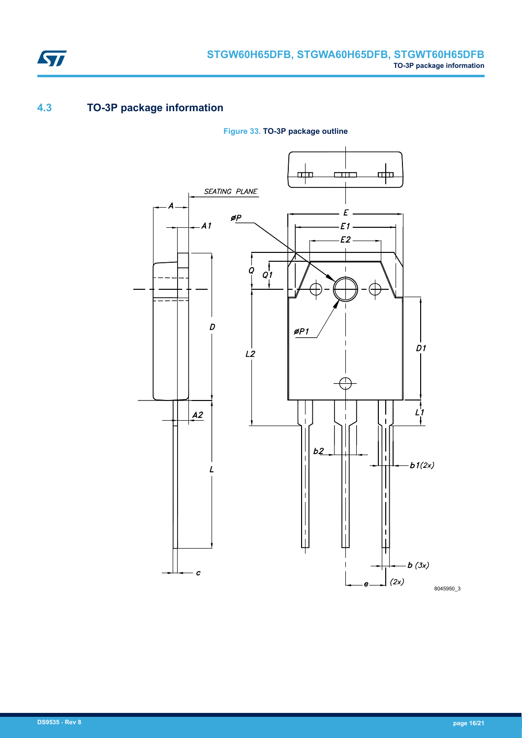## 4.3 TO-3P package information

**Figure 33. TO-3P package outline**

SEATING PLANE

A

A1

A2

D

L

c

E

E1

E2

øP

Q

Q1

øP1

L2

D1

L1

b2

b1(2x)

b (3x)

e

(2x)

8045950_3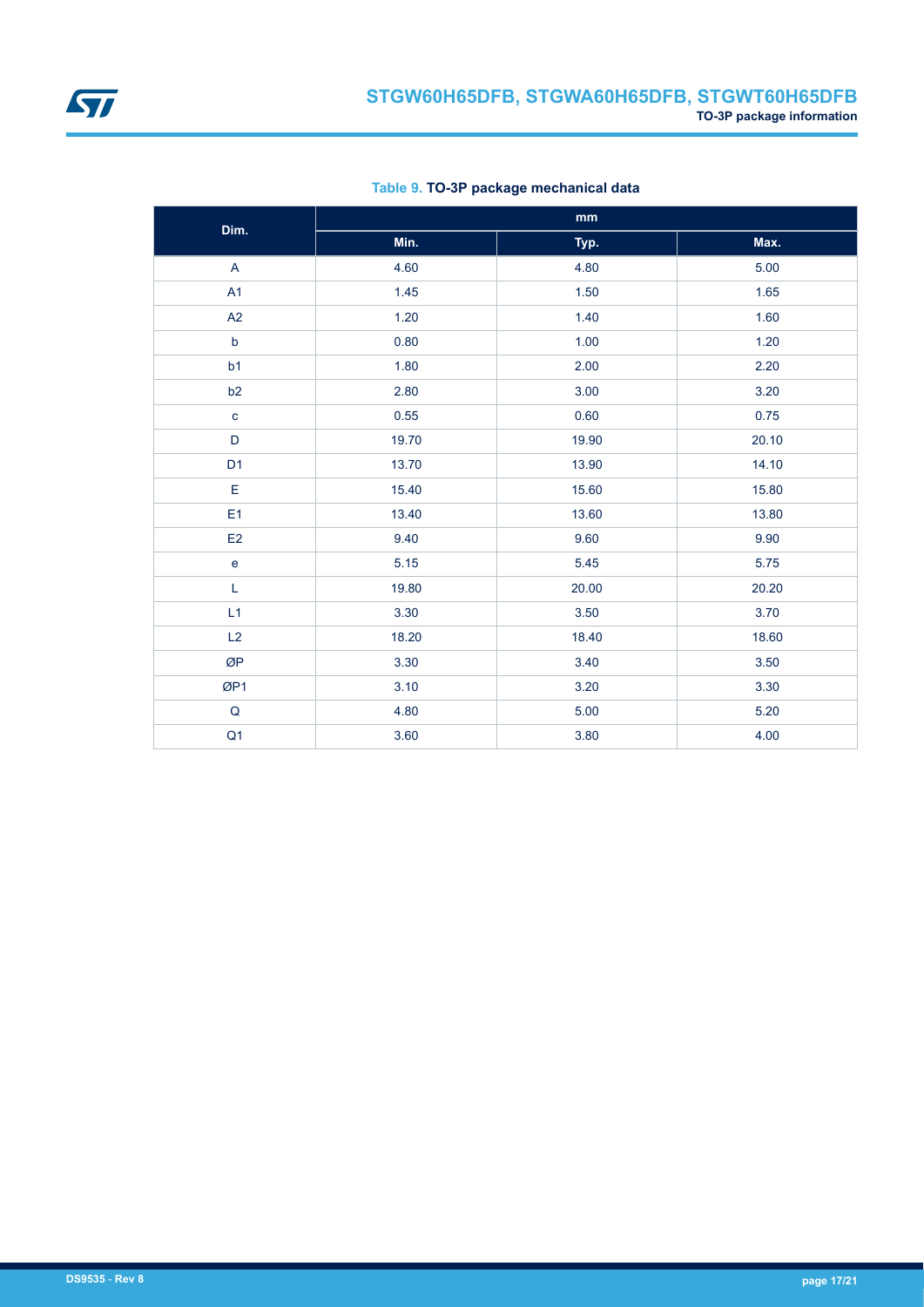**Table 9. TO-3P package mechanical data**

| Dim. | mm | | |
|---|---|---|---|
| | Min. | Typ. | Max. |
| A | 4.60 | 4.80 | 5.00 |
| A1 | 1.45 | 1.50 | 1.65 |
| A2 | 1.20 | 1.40 | 1.60 |
| b | 0.80 | 1.00 | 1.20 |
| b1 | 1.80 | 2.00 | 2.20 |
| b2 | 2.80 | 3.00 | 3.20 |
| c | 0.55 | 0.60 | 0.75 |
| D | 19.70 | 19.90 | 20.10 |
| D1 | 13.70 | 13.90 | 14.10 |
| E | 15.40 | 15.60 | 15.80 |
| E1 | 13.40 | 13.60 | 13.80 |
| E2 | 9.40 | 9.60 | 9.90 |
| e | 5.15 | 5.45 | 5.75 |
| L | 19.80 | 20.00 | 20.20 |
| L1 | 3.30 | 3.50 | 3.70 |
| L2 | 18.20 | 18.40 | 18.60 |
| ØP | 3.30 | 3.40 | 3.50 |
| ØP1 | 3.10 | 3.20 | 3.30 |
| Q | 4.80 | 5.00 | 5.20 |
| Q1 | 3.60 | 3.80 | 4.00 |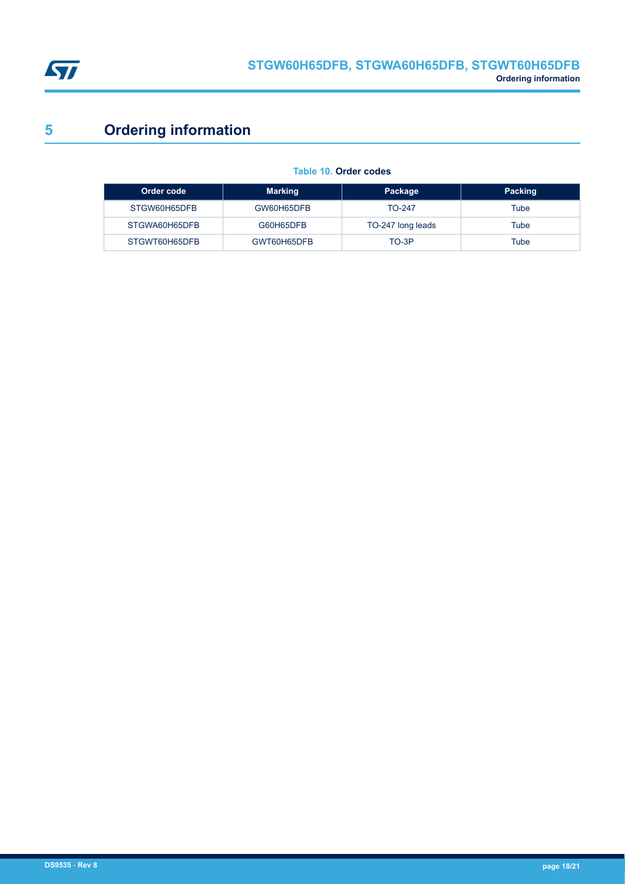# 5 Ordering information

**Table 10. Order codes**

| Order code | Marking | Package | Packing |
| --- | --- | --- | --- |
| STGW60H65DFB | GW60H65DFB | TO-247 | Tube |
| STGWA60H65DFB | G60H65DFB | TO-247 long leads | Tube |
| STGWT60H65DFB | GWT60H65DFB | TO-3P | Tube |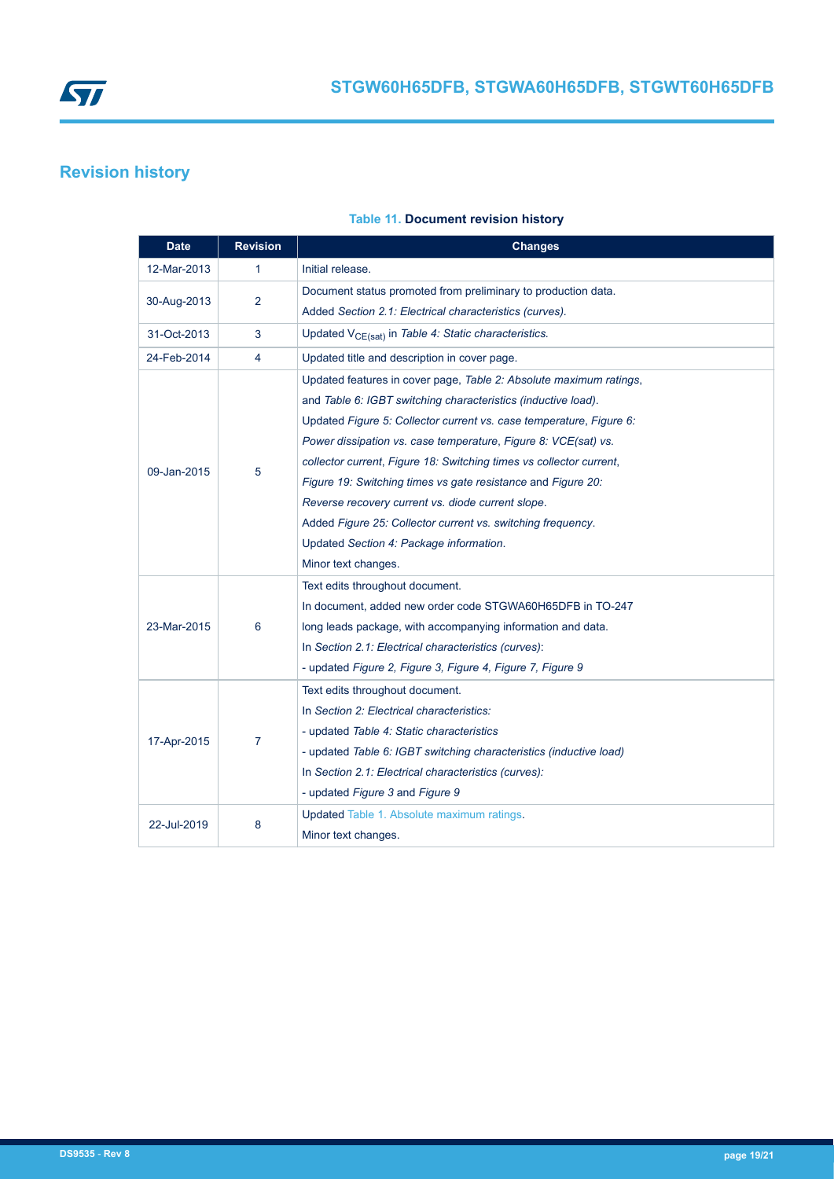# Revision history

**Table 11. Document revision history**

| Date | Revision | Changes |
| --- | --- | --- |
| 12-Mar-2013 | 1 | Initial release. |
| 30-Aug-2013 | 2 | Document status promoted from preliminary to production data.<br>Added *Section 2.1: Electrical characteristics (curves).* |
| 31-Oct-2013 | 3 | Updated $V_{CE(sat)}$ in *Table 4: Static characteristics.* |
| 24-Feb-2014 | 4 | Updated title and description in cover page. |
| 09-Jan-2015 | 5 | Updated features in cover page, *Table 2: Absolute maximum ratings*, and *Table 6: IGBT switching characteristics (inductive load)*.<br>Updated *Figure 5: Collector current vs. case temperature*, *Figure 6: Power dissipation vs. case temperature*, *Figure 8: VCE(sat) vs. collector current*, *Figure 18: Switching times vs collector current*, *Figure 19: Switching times vs gate resistance* and *Figure 20: Reverse recovery current vs. diode current slope*.<br>Added *Figure 25: Collector current vs. switching frequency*.<br>Updated *Section 4: Package information*.<br>Minor text changes. |
| 23-Mar-2015 | 6 | Text edits throughout document.<br>In document, added new order code STGWA60H65DFB in TO-247 long leads package, with accompanying information and data.<br>In *Section 2.1: Electrical characteristics (curves)*:<br>- updated *Figure 2, Figure 3, Figure 4, Figure 7, Figure 9* |
| 17-Apr-2015 | 7 | Text edits throughout document.<br>In *Section 2: Electrical characteristics:*<br>- updated *Table 4: Static characteristics*<br>- updated *Table 6: IGBT switching characteristics (inductive load)*<br>In *Section 2.1: Electrical characteristics (curves):*<br>- updated *Figure 3* and *Figure 9* |
| 22-Jul-2019 | 8 | Updated Table 1. Absolute maximum ratings.<br>Minor text changes. |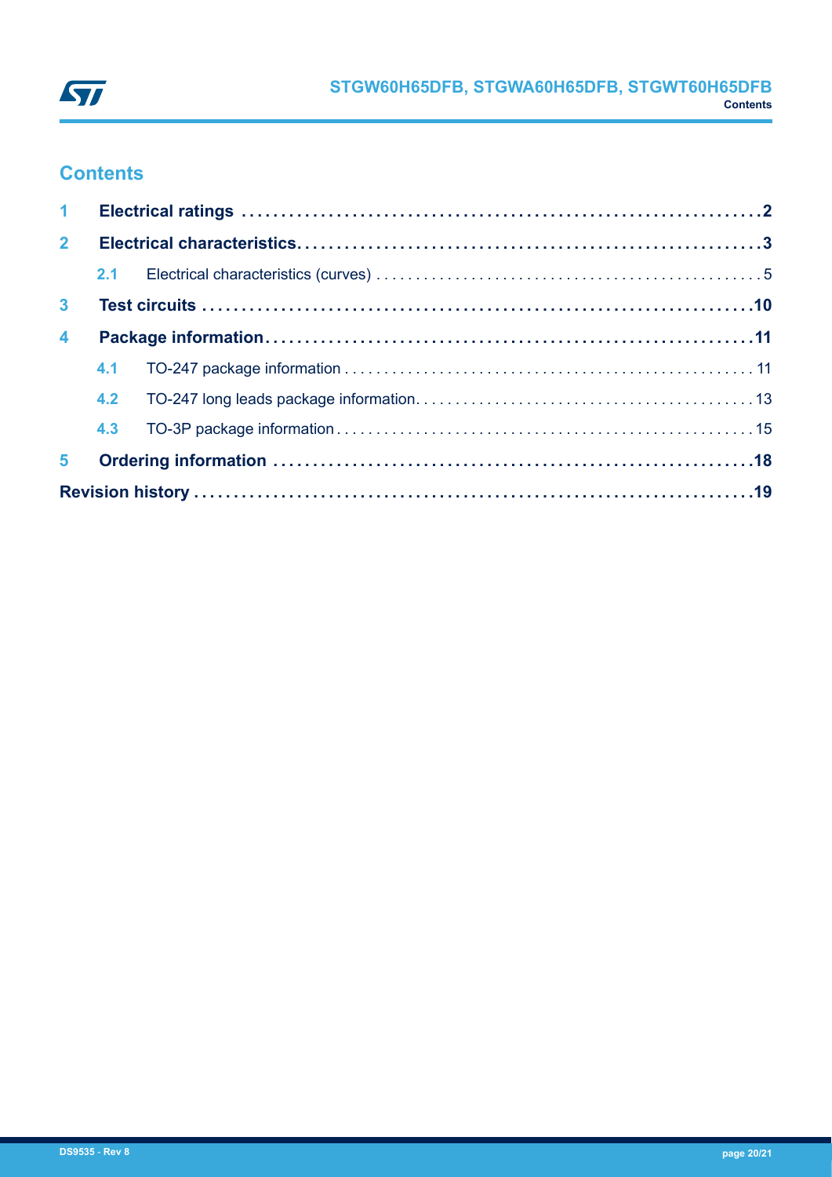## Contents

**1 Electrical ratings . . . . . . . . . . . . . . . . . . . . . . . . . . . . . . . . . . . . . . . . . . . . . . . . . . . . . . . . . . . . . 2**

**2 Electrical characteristics. . . . . . . . . . . . . . . . . . . . . . . . . . . . . . . . . . . . . . . . . . . . . . . . . . . . . . . . 3**

2.1 Electrical characteristics (curves) . . . . . . . . . . . . . . . . . . . . . . . . . . . . . . . . . . . . . . . . . . . . . . . 5

**3 Test circuits . . . . . . . . . . . . . . . . . . . . . . . . . . . . . . . . . . . . . . . . . . . . . . . . . . . . . . . . . . . . . . . . . . . 10**

**4 Package information. . . . . . . . . . . . . . . . . . . . . . . . . . . . . . . . . . . . . . . . . . . . . . . . . . . . . . . . . . . 11**

4.1 TO-247 package information . . . . . . . . . . . . . . . . . . . . . . . . . . . . . . . . . . . . . . . . . . . . . . . . . . . 11

4.2 TO-247 long leads package information. . . . . . . . . . . . . . . . . . . . . . . . . . . . . . . . . . . . . . . . . . 13

4.3 TO-3P package information . . . . . . . . . . . . . . . . . . . . . . . . . . . . . . . . . . . . . . . . . . . . . . . . . . . . 15

**5 Ordering information . . . . . . . . . . . . . . . . . . . . . . . . . . . . . . . . . . . . . . . . . . . . . . . . . . . . . . . . . . 18**

**Revision history . . . . . . . . . . . . . . . . . . . . . . . . . . . . . . . . . . . . . . . . . . . . . . . . . . . . . . . . . . . . . . . . . . 19**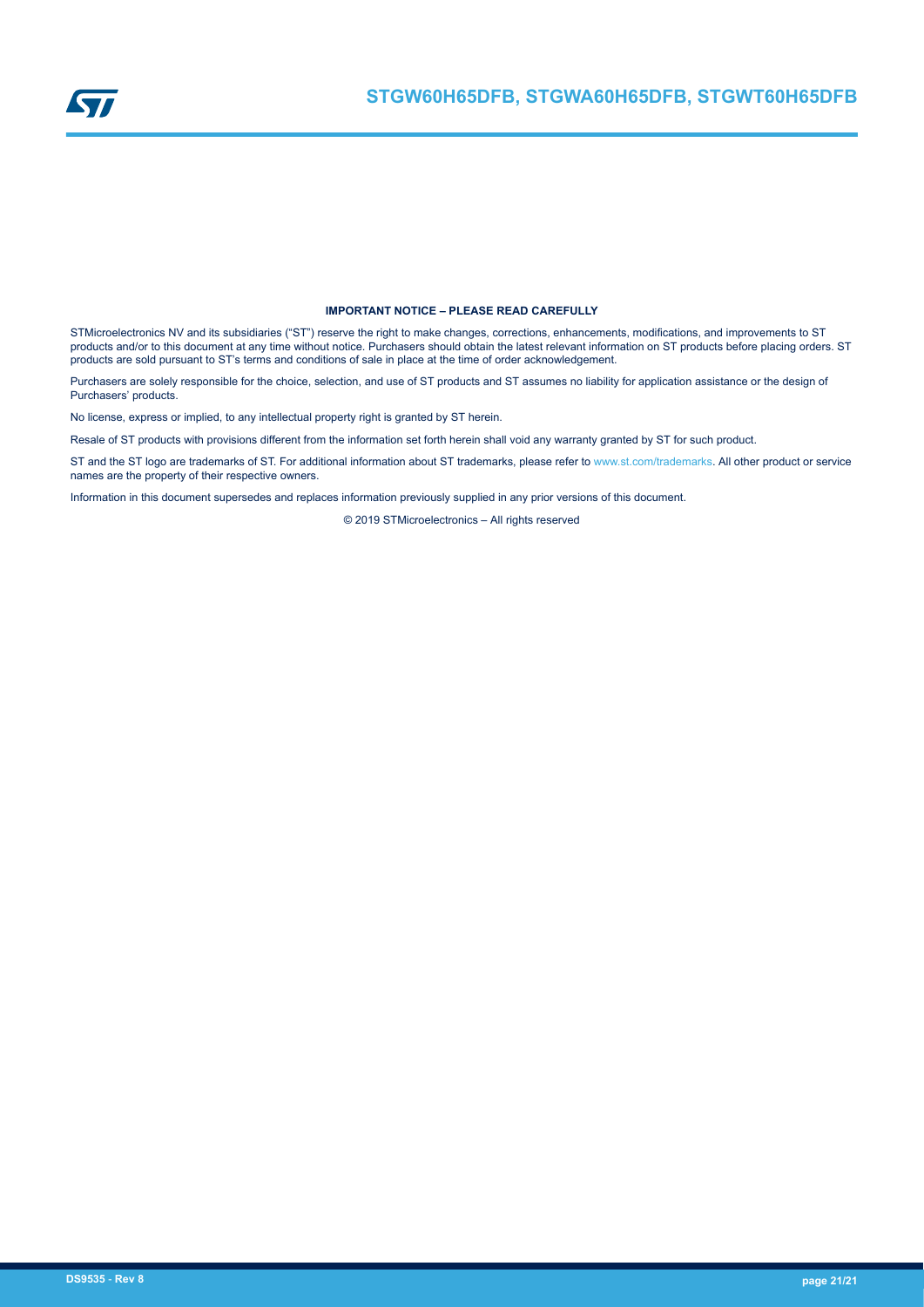**IMPORTANT NOTICE – PLEASE READ CAREFULLY**

STMicroelectronics NV and its subsidiaries ("ST") reserve the right to make changes, corrections, enhancements, modifications, and improvements to ST products and/or to this document at any time without notice. Purchasers should obtain the latest relevant information on ST products before placing orders. ST products are sold pursuant to ST's terms and conditions of sale in place at the time of order acknowledgement.

Purchasers are solely responsible for the choice, selection, and use of ST products and ST assumes no liability for application assistance or the design of Purchasers' products.

No license, express or implied, to any intellectual property right is granted by ST herein.

Resale of ST products with provisions different from the information set forth herein shall void any warranty granted by ST for such product.

ST and the ST logo are trademarks of ST. For additional information about ST trademarks, please refer to www.st.com/trademarks. All other product or service names are the property of their respective owners.

Information in this document supersedes and replaces information previously supplied in any prior versions of this document.

© 2019 STMicroelectronics – All rights reserved